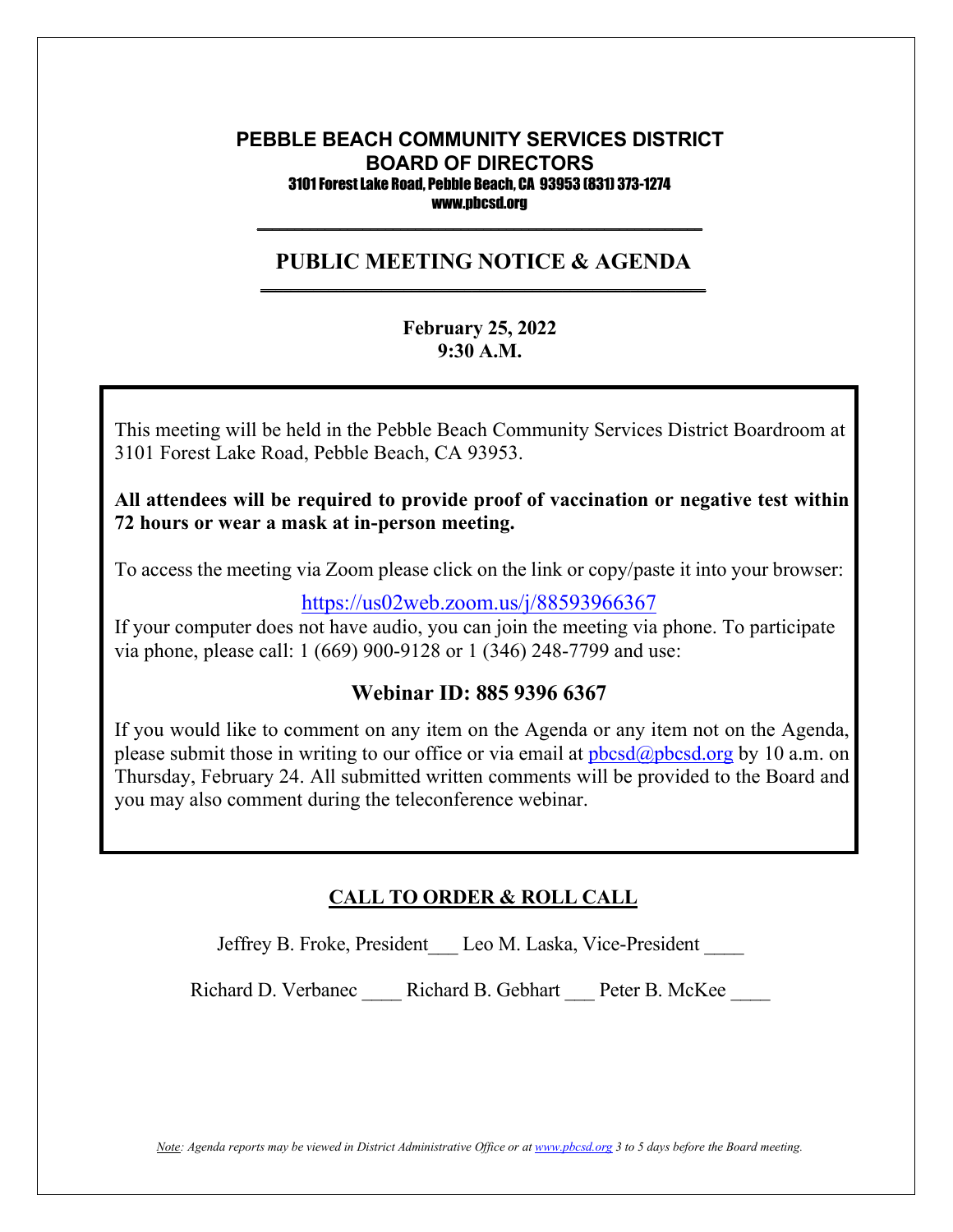# PEBBLE BEACH COMMUNITY SERVICES DISTRICT
# BOARD OF DIRECTORS

**3101 Forest Lake Road, Pebble Beach, CA 93953 (831) 373-1274**
**www.pbcsd.org**

## PUBLIC MEETING NOTICE & AGENDA

**February 25, 2022**
**9:30 A.M.**

This meeting will be held in the Pebble Beach Community Services District Boardroom at 3101 Forest Lake Road, Pebble Beach, CA 93953.

**All attendees will be required to provide proof of vaccination or negative test within 72 hours or wear a mask at in-person meeting.**

To access the meeting via Zoom please click on the link or copy/paste it into your browser:

https://us02web.zoom.us/j/88593966367

If your computer does not have audio, you can join the meeting via phone. To participate via phone, please call: 1 (669) 900-9128 or 1 (346) 248-7799 and use:

**Webinar ID: 885 9396 6367**

If you would like to comment on any item on the Agenda or any item not on the Agenda, please submit those in writing to our office or via email at pbcsd@pbcsd.org by 10 a.m. on Thursday, February 24. All submitted written comments will be provided to the Board and you may also comment during the teleconference webinar.

## CALL TO ORDER & ROLL CALL

Jeffrey B. Froke, President___ Leo M. Laska, Vice-President ____

Richard D. Verbanec ____ Richard B. Gebhart ___ Peter B. McKee ____

*Note: Agenda reports may be viewed in District Administrative Office or at www.pbcsd.org 3 to 5 days before the Board meeting.*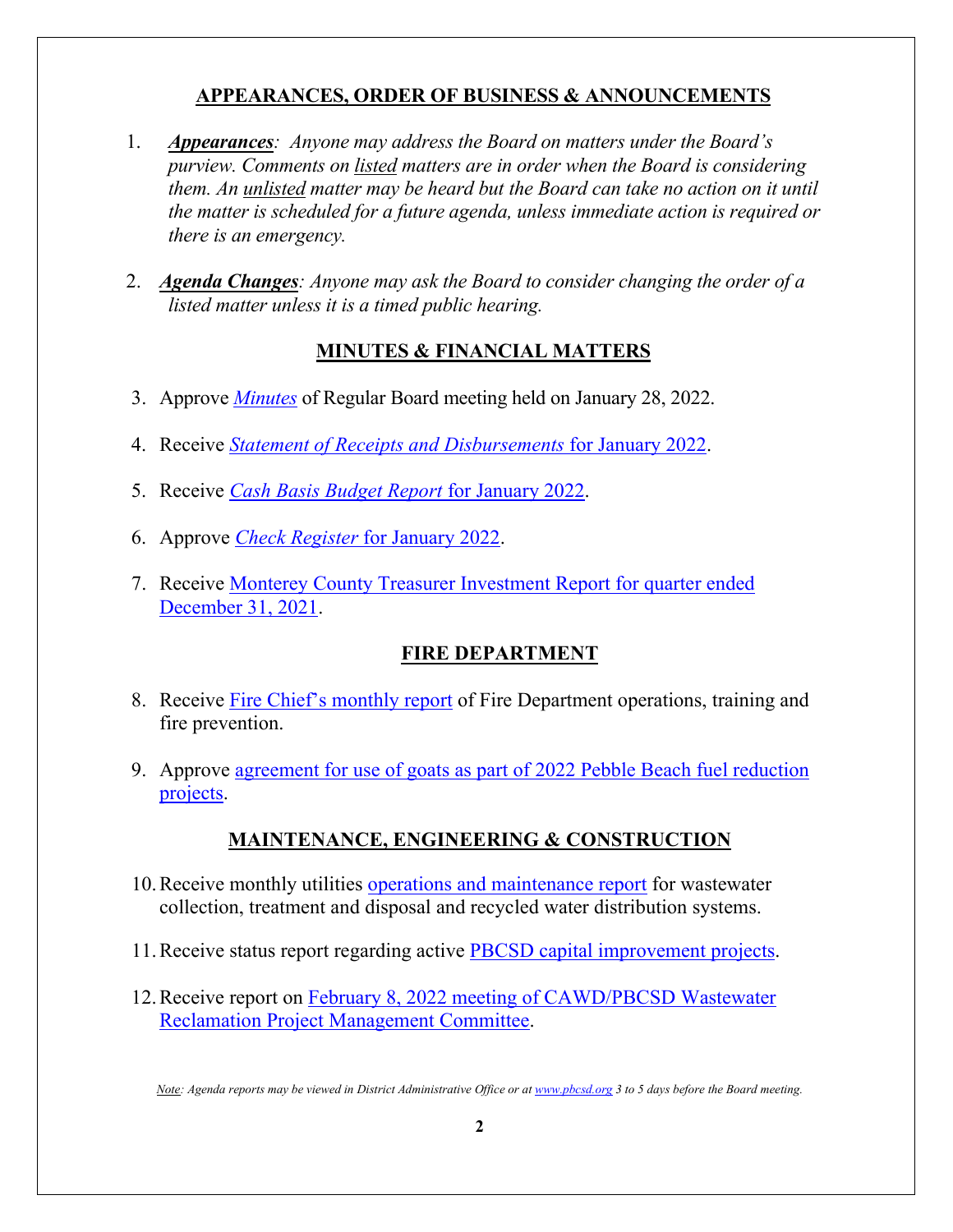## APPEARANCES, ORDER OF BUSINESS & ANNOUNCEMENTS

1. ***Appearances****: Anyone may address the Board on matters under the Board's purview. Comments on listed matters are in order when the Board is considering them. An unlisted matter may be heard but the Board can take no action on it until the matter is scheduled for a future agenda, unless immediate action is required or there is an emergency.*

2. ***Agenda Changes****: Anyone may ask the Board to consider changing the order of a listed matter unless it is a timed public hearing.*

## MINUTES & FINANCIAL MATTERS

3. Approve *Minutes* of Regular Board meeting held on January 28, 2022.

4. Receive *Statement of Receipts and Disbursements* for January 2022.

5. Receive *Cash Basis Budget Report* for January 2022.

6. Approve *Check Register* for January 2022.

7. Receive Monterey County Treasurer Investment Report for quarter ended December 31, 2021.

## FIRE DEPARTMENT

8. Receive Fire Chief's monthly report of Fire Department operations, training and fire prevention.

9. Approve agreement for use of goats as part of 2022 Pebble Beach fuel reduction projects.

## MAINTENANCE, ENGINEERING & CONSTRUCTION

10. Receive monthly utilities operations and maintenance report for wastewater collection, treatment and disposal and recycled water distribution systems.

11. Receive status report regarding active PBCSD capital improvement projects.

12. Receive report on February 8, 2022 meeting of CAWD/PBCSD Wastewater Reclamation Project Management Committee.

*Note: Agenda reports may be viewed in District Administrative Office or at www.pbcsd.org 3 to 5 days before the Board meeting.*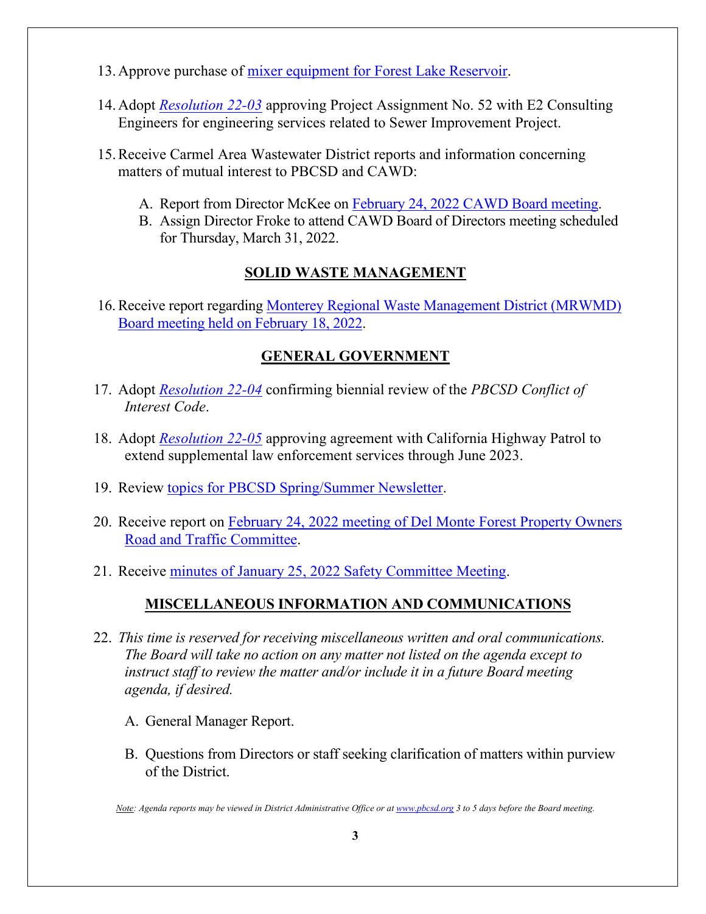13. Approve purchase of mixer equipment for Forest Lake Reservoir.

14. Adopt *Resolution 22-03* approving Project Assignment No. 52 with E2 Consulting Engineers for engineering services related to Sewer Improvement Project.

15. Receive Carmel Area Wastewater District reports and information concerning matters of mutual interest to PBCSD and CAWD:

    A. Report from Director McKee on February 24, 2022 CAWD Board meeting.
    B. Assign Director Froke to attend CAWD Board of Directors meeting scheduled for Thursday, March 31, 2022.

## SOLID WASTE MANAGEMENT

16. Receive report regarding Monterey Regional Waste Management District (MRWMD) Board meeting held on February 18, 2022.

## GENERAL GOVERNMENT

17. Adopt *Resolution 22-04* confirming biennial review of the *PBCSD Conflict of Interest Code*.

18. Adopt *Resolution 22-05* approving agreement with California Highway Patrol to extend supplemental law enforcement services through June 2023.

19. Review topics for PBCSD Spring/Summer Newsletter.

20. Receive report on February 24, 2022 meeting of Del Monte Forest Property Owners Road and Traffic Committee.

21. Receive minutes of January 25, 2022 Safety Committee Meeting.

## MISCELLANEOUS INFORMATION AND COMMUNICATIONS

22. *This time is reserved for receiving miscellaneous written and oral communications. The Board will take no action on any matter not listed on the agenda except to instruct staff to review the matter and/or include it in a future Board meeting agenda, if desired.*

    A. General Manager Report.

    B. Questions from Directors or staff seeking clarification of matters within purview of the District.

*Note: Agenda reports may be viewed in District Administrative Office or at www.pbcsd.org 3 to 5 days before the Board meeting.*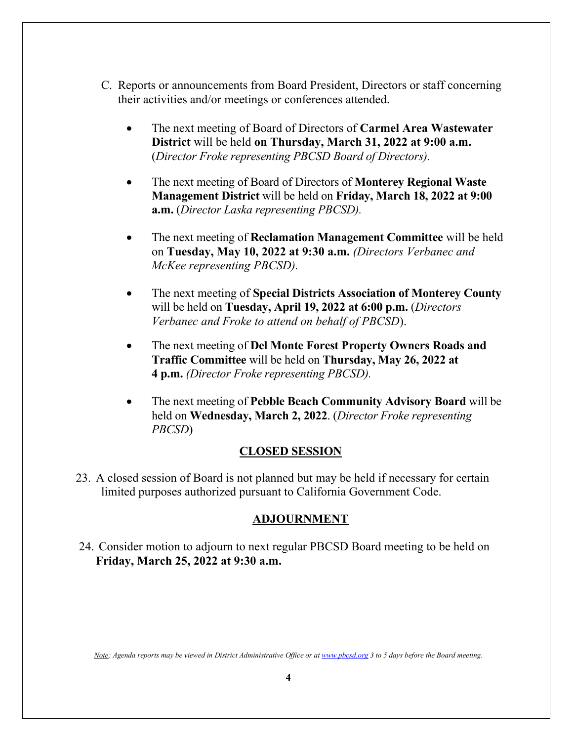C. Reports or announcements from Board President, Directors or staff concerning their activities and/or meetings or conferences attended.

- The next meeting of Board of Directors of **Carmel Area Wastewater District** will be held **on Thursday, March 31, 2022 at 9:00 a.m.** (*Director Froke representing PBCSD Board of Directors).*

- The next meeting of Board of Directors of **Monterey Regional Waste Management District** will be held on **Friday, March 18, 2022 at 9:00 a.m.** (*Director Laska representing PBCSD).*

- The next meeting of **Reclamation Management Committee** will be held on **Tuesday, May 10, 2022 at 9:30 a.m.** *(Directors Verbanec and McKee representing PBCSD).*

- The next meeting of **Special Districts Association of Monterey County** will be held on **Tuesday, April 19, 2022 at 6:00 p.m.** (*Directors Verbanec and Froke to attend on behalf of PBCSD*).

- The next meeting of **Del Monte Forest Property Owners Roads and Traffic Committee** will be held on **Thursday, May 26, 2022 at 4 p.m.** *(Director Froke representing PBCSD).*

- The next meeting of **Pebble Beach Community Advisory Board** will be held on **Wednesday, March 2, 2022**. (*Director Froke representing PBCSD*)

## CLOSED SESSION

23. A closed session of Board is not planned but may be held if necessary for certain limited purposes authorized pursuant to California Government Code.

## ADJOURNMENT

24. Consider motion to adjourn to next regular PBCSD Board meeting to be held on **Friday, March 25, 2022 at 9:30 a.m.**

*Note: Agenda reports may be viewed in District Administrative Office or at www.pbcsd.org 3 to 5 days before the Board meeting.*